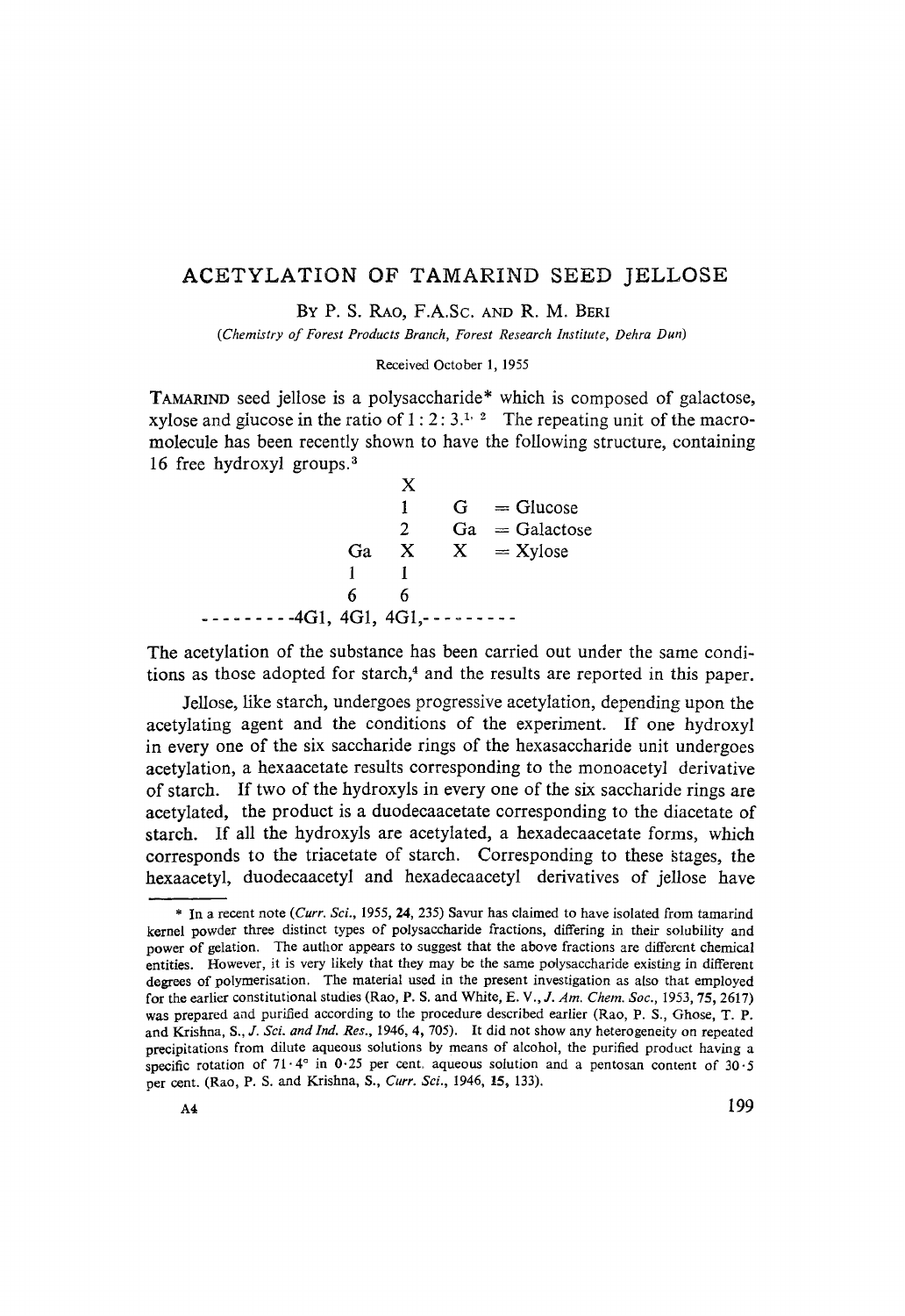# ACETYLATION OF TAMARIND SEED JELLOSE

By P. S. Rao, F.A.Sc. and R. M. Beri

*(Chemistry of Forest Products Branch, Forest Research Institute, Dehra Dun)*

Received October 1, 1955

Tamarind seed jellose is a polysaccharide* which is composed of galactose, xylose and glucose in the ratio of 1 : 2 : 3.[1, 2] The repeating unit of the macromolecule has been recently shown to have the following structure, containing 16 free hydroxyl groups.[3]

```
                X
                1       G   = Glucose
                2       Ga  = Galactose
          Ga    X       X   = Xylose
          1     1
          6     6
--------4G1, 4G1, 4G1,---------
```

The acetylation of the substance has been carried out under the same conditions as those adopted for starch,[4] and the results are reported in this paper.

Jellose, like starch, undergoes progressive acetylation, depending upon the acetylating agent and the conditions of the experiment. If one hydroxyl in every one of the six saccharide rings of the hexasaccharide unit undergoes acetylation, a hexaacetate results corresponding to the monoacetyl derivative of starch. If two of the hydroxyls in every one of the six saccharide rings are acetylated, the product is a duodecaacetate corresponding to the diacetate of starch. If all the hydroxyls are acetylated, a hexadecaacetate forms, which corresponds to the triacetate of starch. Corresponding to these stages, the hexaacetyl, duodecaacetyl and hexadecaacetyl derivatives of jellose have

---

\* In a recent note (*Curr. Sci.*, 1955, **24**, 235) Savur has claimed to have isolated from tamarind kernel powder three distinct types of polysaccharide fractions, differing in their solubility and power of gelation. The author appears to suggest that the above fractions are different chemical entities. However, it is very likely that they may be the same polysaccharide existing in different degrees of polymerisation. The material used in the present investigation as also that employed for the earlier constitutional studies (Rao, P. S. and White, E. V., *J. Am. Chem. Soc.*, 1953, **75**, 2617) was prepared and purified according to the procedure described earlier (Rao, P. S., Ghose, T. P. and Krishna, S., *J. Sci. and Ind. Res.*, 1946, **4**, 705). It did not show any heterogeneity on repeated precipitations from dilute aqueous solutions by means of alcohol, the purified product having a specific rotation of 71·4° in 0·25 per cent. aqueous solution and a pentosan content of 30·5 per cent. (Rao, P. S. and Krishna, S., *Curr. Sci.*, 1946, **15**, 133).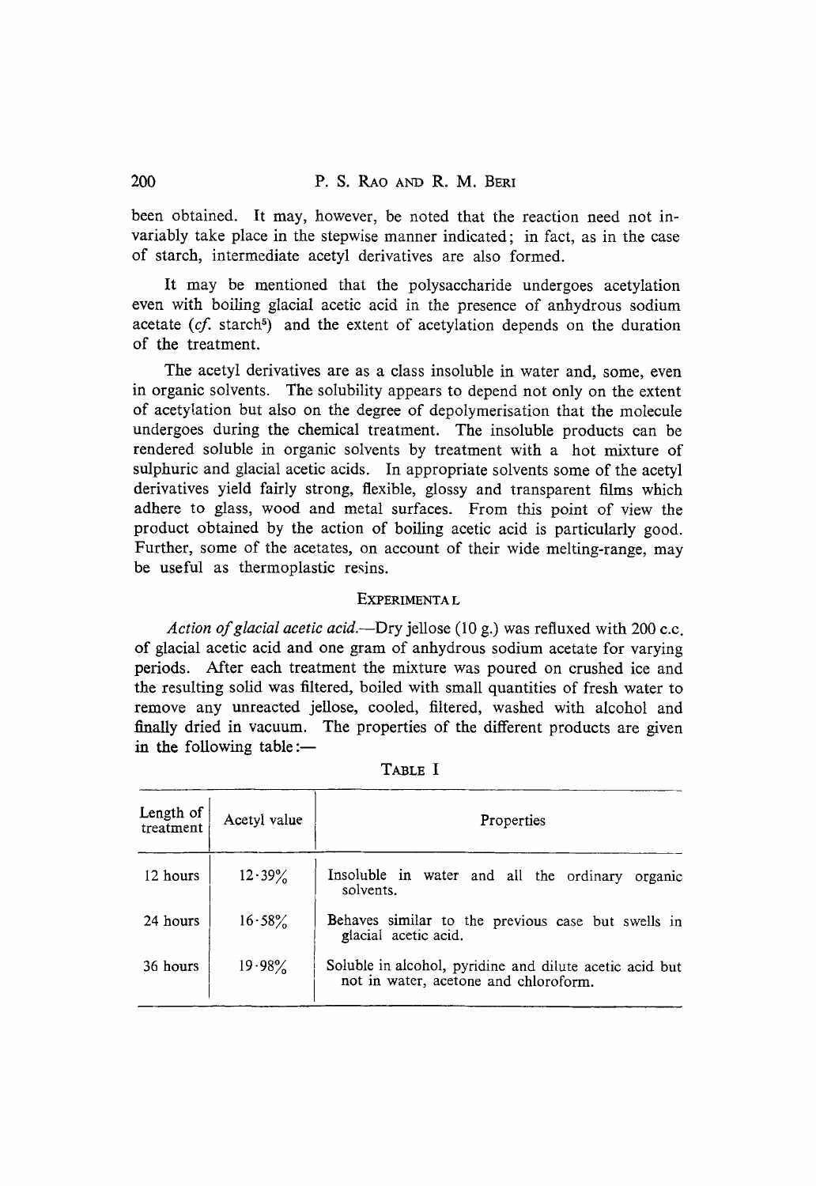been obtained. It may, however, be noted that the reaction need not invariably take place in the stepwise manner indicated; in fact, as in the case of starch, intermediate acetyl derivatives are also formed.

It may be mentioned that the polysaccharide undergoes acetylation even with boiling glacial acetic acid in the presence of anhydrous sodium acetate (*cf.* starch[5]) and the extent of acetylation depends on the duration of the treatment.

The acetyl derivatives are as a class insoluble in water and, some, even in organic solvents. The solubility appears to depend not only on the extent of acetylation but also on the degree of depolymerisation that the molecule undergoes during the chemical treatment. The insoluble products can be rendered soluble in organic solvents by treatment with a hot mixture of sulphuric and glacial acetic acids. In appropriate solvents some of the acetyl derivatives yield fairly strong, flexible, glossy and transparent films which adhere to glass, wood and metal surfaces. From this point of view the product obtained by the action of boiling acetic acid is particularly good. Further, some of the acetates, on account of their wide melting-range, may be useful as thermoplastic resins.

## EXPERIMENTAL

*Action of glacial acetic acid.*—Dry jellose (10 g.) was refluxed with 200 c.c. of glacial acetic acid and one gram of anhydrous sodium acetate for varying periods. After each treatment the mixture was poured on crushed ice and the resulting solid was filtered, boiled with small quantities of fresh water to remove any unreacted jellose, cooled, filtered, washed with alcohol and finally dried in vacuum. The properties of the different products are given in the following table:—

TABLE I

| Length of treatment | Acetyl value | Properties |
|---|---|---|
| 12 hours | 12·39% | Insoluble in water and all the ordinary organic solvents. |
| 24 hours | 16·58% | Behaves similar to the previous case but swells in glacial acetic acid. |
| 36 hours | 19·98% | Soluble in alcohol, pyridine and dilute acetic acid but not in water, acetone and chloroform. |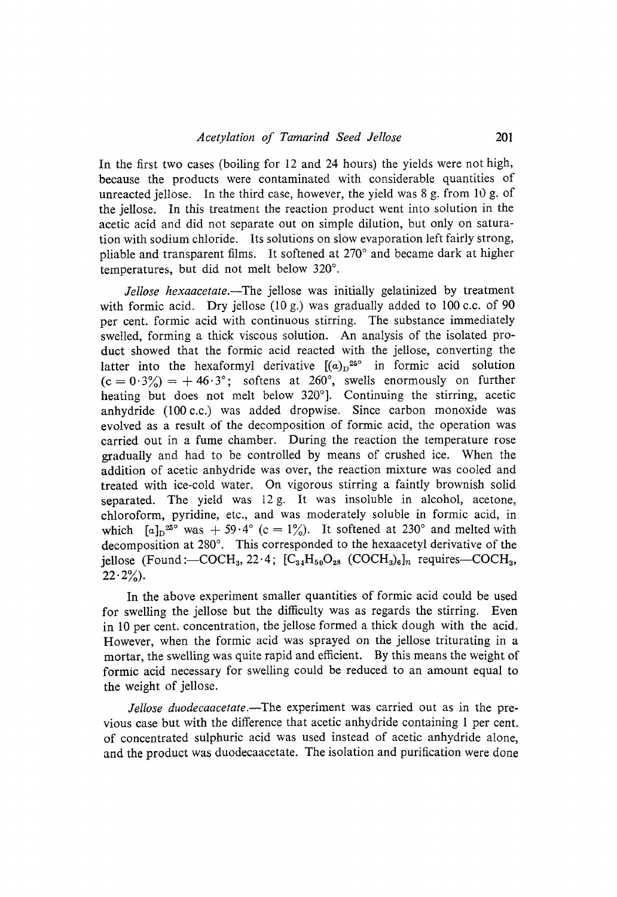In the first two cases (boiling for 12 and 24 hours) the yields were not high, because the products were contaminated with considerable quantities of unreacted jellose. In the third case, however, the yield was 8 g. from 10 g. of the jellose. In this treatment the reaction product went into solution in the acetic acid and did not separate out on simple dilution, but only on saturation with sodium chloride. Its solutions on slow evaporation left fairly strong, pliable and transparent films. It softened at 270° and became dark at higher temperatures, but did not melt below 320°.

*Jellose hexaacetate.*—The jellose was initially gelatinized by treatment with formic acid. Dry jellose (10 g.) was gradually added to 100 c.c. of 90 per cent. formic acid with continuous stirring. The substance immediately swelled, forming a thick viscous solution. An analysis of the isolated product showed that the formic acid reacted with the jellose, converting the latter into the hexaformyl derivative [$(\alpha)_D^{25°}$ in formic acid solution (c = 0·3%) = + 46·3°; softens at 260°, swells enormously on further heating but does not melt below 320°]. Continuing the stirring, acetic anhydride (100 c.c.) was added dropwise. Since carbon monoxide was evolved as a result of the decomposition of formic acid, the operation was carried out in a fume chamber. During the reaction the temperature rose gradually and had to be controlled by means of crushed ice. When the addition of acetic anhydride was over, the reaction mixture was cooled and treated with ice-cold water. On vigorous stirring a faintly brownish solid separated. The yield was 12 g. It was insoluble in alcohol, acetone, chloroform, pyridine, etc., and was moderately soluble in formic acid, in which $[\alpha]_D^{25°}$ was + 59·4° (c = 1%). It softened at 230° and melted with decomposition at 280°. This corresponded to the hexaacetyl derivative of the jellose (Found:—$COCH_3$, 22·4; $[C_{34}H_{50}O_{28}(COCH_3)_6]_n$ requires—$COCH_3$, 22·2%).

In the above experiment smaller quantities of formic acid could be used for swelling the jellose but the difficulty was as regards the stirring. Even in 10 per cent. concentration, the jellose formed a thick dough with the acid. However, when the formic acid was sprayed on the jellose triturating in a mortar, the swelling was quite rapid and efficient. By this means the weight of formic acid necessary for swelling could be reduced to an amount equal to the weight of jellose.

*Jellose duodecaacetate.*—The experiment was carried out as in the previous case but with the difference that acetic anhydride containing 1 per cent. of concentrated sulphuric acid was used instead of acetic anhydride alone, and the product was duodecaacetate. The isolation and purification were done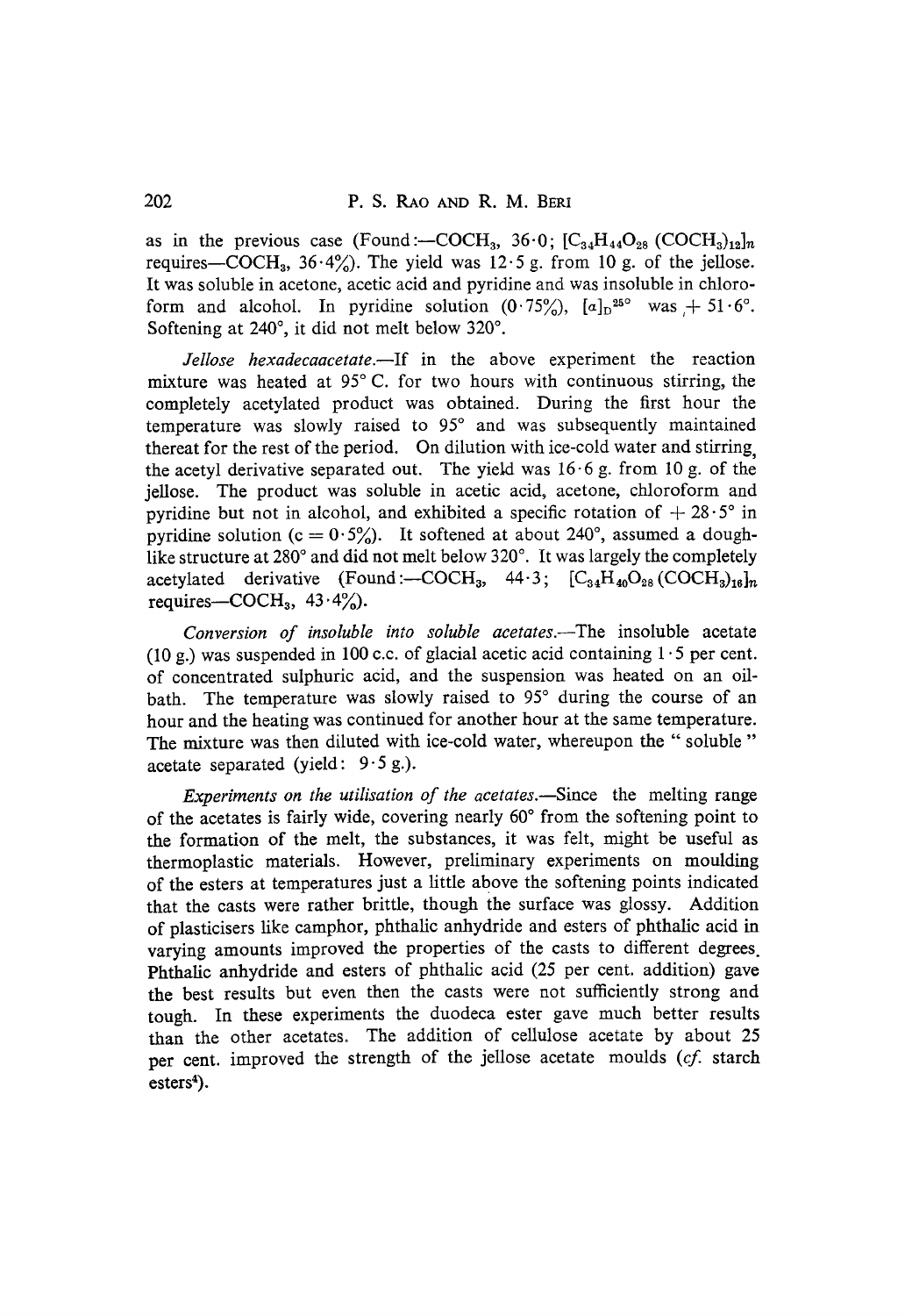as in the previous case (Found:—$COCH_3$, 36·0; $[C_{34}H_{44}O_{28}(COCH_3)_{12}]_n$ requires—$COCH_3$, 36·4%). The yield was 12·5 g. from 10 g. of the jellose. It was soluble in acetone, acetic acid and pyridine and was insoluble in chloroform and alcohol. In pyridine solution (0·75%), $[\alpha]_D^{25°}$ was + 51·6°. Softening at 240°, it did not melt below 320°.

*Jellose hexadecaacetate.*—If in the above experiment the reaction mixture was heated at 95° C. for two hours with continuous stirring, the completely acetylated product was obtained. During the first hour the temperature was slowly raised to 95° and was subsequently maintained thereat for the rest of the period. On dilution with ice-cold water and stirring, the acetyl derivative separated out. The yield was 16·6 g. from 10 g. of the jellose. The product was soluble in acetic acid, acetone, chloroform and pyridine but not in alcohol, and exhibited a specific rotation of + 28·5° in pyridine solution (c = 0·5%). It softened at about 240°, assumed a dough-like structure at 280° and did not melt below 320°. It was largely the completely acetylated derivative (Found:—$COCH_3$, 44·3; $[C_{34}H_{40}O_{28}(COCH_3)_{16}]_n$ requires—$COCH_3$, 43·4%).

*Conversion of insoluble into soluble acetates.*—The insoluble acetate (10 g.) was suspended in 100 c.c. of glacial acetic acid containing 1·5 per cent. of concentrated sulphuric acid, and the suspension was heated on an oil-bath. The temperature was slowly raised to 95° during the course of an hour and the heating was continued for another hour at the same temperature. The mixture was then diluted with ice-cold water, whereupon the "soluble" acetate separated (yield: 9·5 g.).

*Experiments on the utilisation of the acetates.*—Since the melting range of the acetates is fairly wide, covering nearly 60° from the softening point to the formation of the melt, the substances, it was felt, might be useful as thermoplastic materials. However, preliminary experiments on moulding of the esters at temperatures just a little above the softening points indicated that the casts were rather brittle, though the surface was glossy. Addition of plasticisers like camphor, phthalic anhydride and esters of phthalic acid in varying amounts improved the properties of the casts to different degrees. Phthalic anhydride and esters of phthalic acid (25 per cent. addition) gave the best results but even then the casts were not sufficiently strong and tough. In these experiments the duodeca ester gave much better results than the other acetates. The addition of cellulose acetate by about 25 per cent. improved the strength of the jellose acetate moulds (*cf.* starch esters[4]).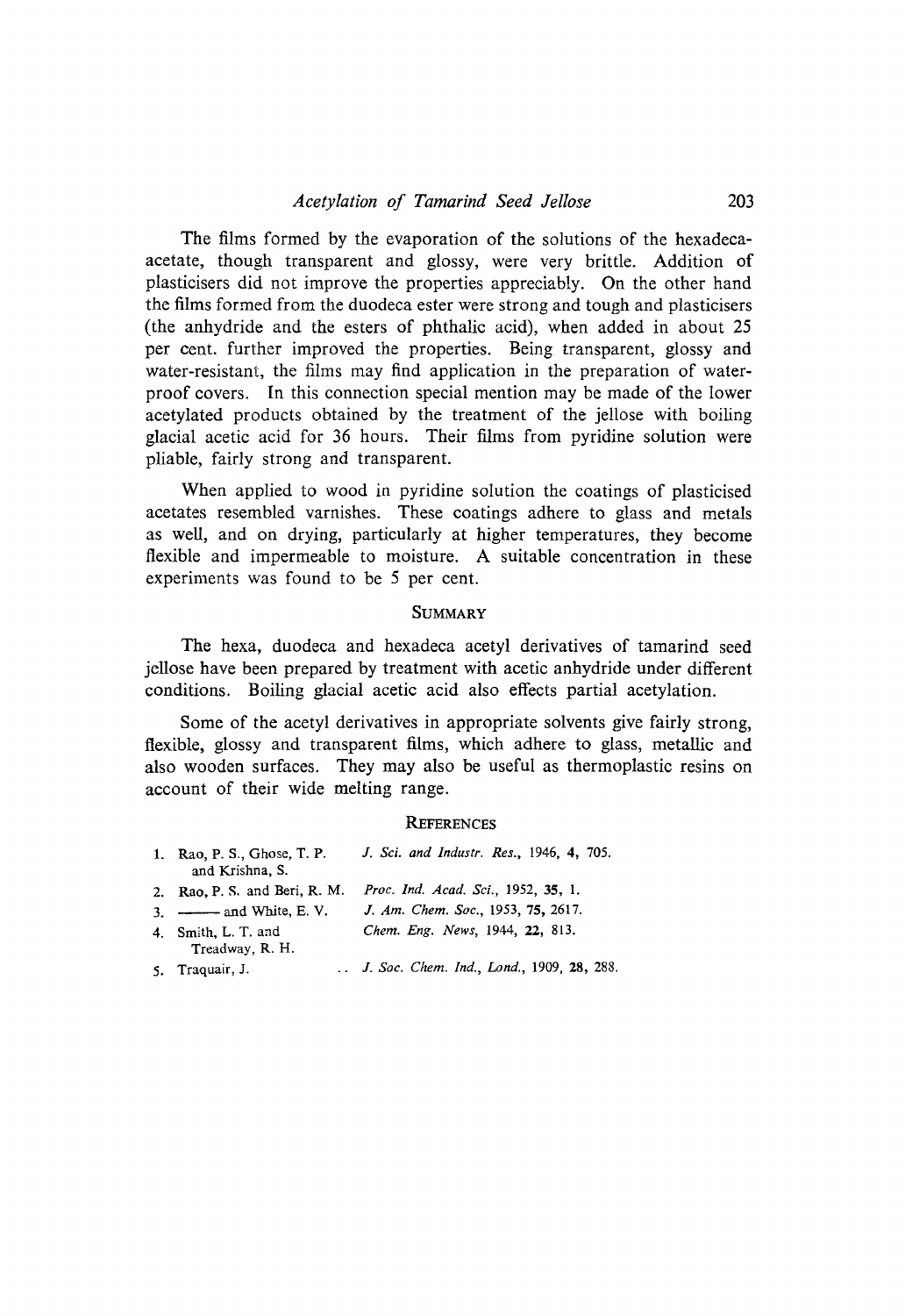The films formed by the evaporation of the solutions of the hexadeca-acetate, though transparent and glossy, were very brittle. Addition of plasticisers did not improve the properties appreciably. On the other hand the films formed from the duodeca ester were strong and tough and plasticisers (the anhydride and the esters of phthalic acid), when added in about 25 per cent. further improved the properties. Being transparent, glossy and water-resistant, the films may find application in the preparation of water-proof covers. In this connection special mention may be made of the lower acetylated products obtained by the treatment of the jellose with boiling glacial acetic acid for 36 hours. Their films from pyridine solution were pliable, fairly strong and transparent.

When applied to wood in pyridine solution the coatings of plasticised acetates resembled varnishes. These coatings adhere to glass and metals as well, and on drying, particularly at higher temperatures, they become flexible and impermeable to moisture. A suitable concentration in these experiments was found to be 5 per cent.

## Summary

The hexa, duodeca and hexadeca acetyl derivatives of tamarind seed jellose have been prepared by treatment with acetic anhydride under different conditions. Boiling glacial acetic acid also effects partial acetylation.

Some of the acetyl derivatives in appropriate solvents give fairly strong, flexible, glossy and transparent films, which adhere to glass, metallic and also wooden surfaces. They may also be useful as thermoplastic resins on account of their wide melting range.

## References

| | | |
|---|---|---|
| 1. | Rao, P. S., Ghose, T. P. and Krishna, S. | *J. Sci. and Industr. Res.*, 1946, **4**, 705. |
| 2. | Rao, P. S. and Beri, R. M. | *Proc. Ind. Acad. Sci.*, 1952, **35**, 1. |
| 3. | ——— and White, E. V. | *J. Am. Chem. Soc.*, 1953, **75**, 2617. |
| 4. | Smith, L. T. and Treadway, R. H. | *Chem. Eng. News*, 1944, **22**, 813. |
| 5. | Traquair, J. | *J. Soc. Chem. Ind., Lond.*, 1909, **28**, 288. |